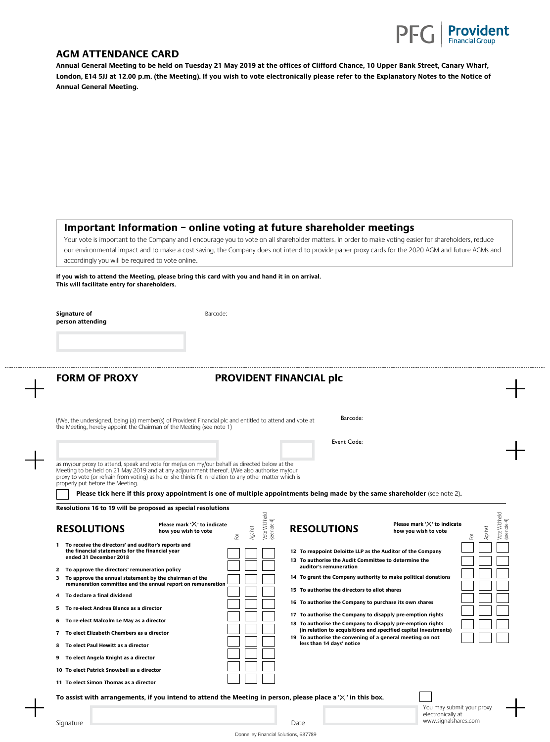Provident Financial Group

## AGM ATTENDANCE CARD

**Annual General Meeting to be held on Tuesday 21 May 2019 at the offices of Clifford Chance, 10 Upper Bank Street, Canary Wharf, London, E14 5JJ at 12.00 p.m. (the Meeting). If you wish to vote electronically please refer to the Explanatory Notes to the Notice of Annual General Meeting.**

### Important Information – online voting at future shareholder meetings

Your vote is important to the Company and I encourage you to vote on all shareholder matters. In order to make voting easier for shareholders, reduce our environmental impact and to make a cost saving, the Company does not intend to provide paper proxy cards for the 2020 AGM and future AGMs and accordingly you will be required to vote online.

**If you wish to attend the Meeting, please bring this card with you and hand it in on arrival.**
**This will facilitate entry for shareholders.**

**Signature of person attending**

Barcode:

---

## FORM OF PROXY

## PROVIDENT FINANCIAL plc

I/We, the undersigned, being (a) member(s) of Provident Financial plc and entitled to attend and vote at the Meeting, hereby appoint the Chairman of the Meeting (see note 1)

Barcode:

Event Code:

as my/our proxy to attend, speak and vote for me/us on my/our behalf as directed below at the Meeting to be held on 21 May 2019 and at any adjournment thereof. I/We also authorise my/our proxy to vote (or refrain from voting) as he or she thinks fit in relation to any other matter which is properly put before the Meeting.

☐ **Please tick here if this proxy appointment is one of multiple appointments being made by the same shareholder** (see note 2).

**Resolutions 16 to 19 will be proposed as special resolutions**

### RESOLUTIONS

**Please mark '✕' to indicate how you wish to vote**

| | Resolution | For | Against | Vote Withheld (see note 4) |
|---|---|---|---|---|
| 1 | To receive the directors' and auditor's reports and the financial statements for the financial year ended 31 December 2018 | | | |
| 2 | To approve the directors' remuneration policy | | | |
| 3 | To approve the annual statement by the chairman of the remuneration committee and the annual report on remuneration | | | |
| 4 | To declare a final dividend | | | |
| 5 | To re-elect Andrea Blance as a director | | | |
| 6 | To re-elect Malcolm Le May as a director | | | |
| 7 | To elect Elizabeth Chambers as a director | | | |
| 8 | To elect Paul Hewitt as a director | | | |
| 9 | To elect Angela Knight as a director | | | |
| 10 | To elect Patrick Snowball as a director | | | |
| 11 | To elect Simon Thomas as a director | | | |
| 12 | To reappoint Deloitte LLP as the Auditor of the Company | | | |
| 13 | To authorise the Audit Committee to determine the auditor's remuneration | | | |
| 14 | To grant the Company authority to make political donations | | | |
| 15 | To authorise the directors to allot shares | | | |
| 16 | To authorise the Company to purchase its own shares | | | |
| 17 | To authorise the Company to disapply pre-emption rights | | | |
| 18 | To authorise the Company to disapply pre-emption rights (in relation to acquisitions and specified capital investments) | | | |
| 19 | To authorise the convening of a general meeting on not less than 14 days' notice | | | |

**To assist with arrangements, if you intend to attend the Meeting in person, please place a '✕' in this box.** ☐

Signature

Date

You may submit your proxy electronically at www.signalshares.com

Donnelley Financial Solutions, 687789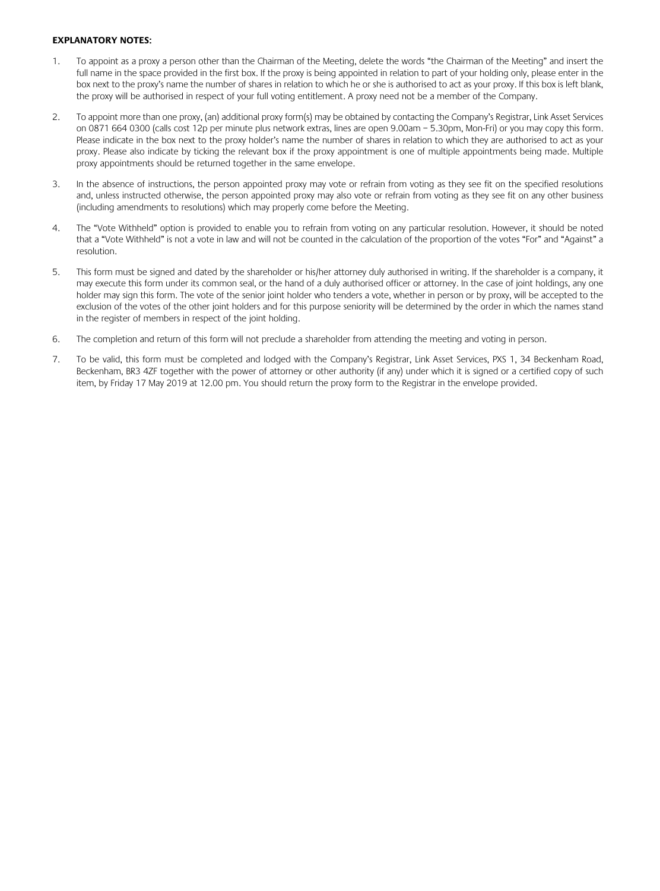**EXPLANATORY NOTES:**

1. To appoint as a proxy a person other than the Chairman of the Meeting, delete the words "the Chairman of the Meeting" and insert the full name in the space provided in the first box. If the proxy is being appointed in relation to part of your holding only, please enter in the box next to the proxy's name the number of shares in relation to which he or she is authorised to act as your proxy. If this box is left blank, the proxy will be authorised in respect of your full voting entitlement. A proxy need not be a member of the Company.

2. To appoint more than one proxy, (an) additional proxy form(s) may be obtained by contacting the Company's Registrar, Link Asset Services on 0871 664 0300 (calls cost 12p per minute plus network extras, lines are open 9.00am – 5.30pm, Mon-Fri) or you may copy this form. Please indicate in the box next to the proxy holder's name the number of shares in relation to which they are authorised to act as your proxy. Please also indicate by ticking the relevant box if the proxy appointment is one of multiple appointments being made. Multiple proxy appointments should be returned together in the same envelope.

3. In the absence of instructions, the person appointed proxy may vote or refrain from voting as they see fit on the specified resolutions and, unless instructed otherwise, the person appointed proxy may also vote or refrain from voting as they see fit on any other business (including amendments to resolutions) which may properly come before the Meeting.

4. The "Vote Withheld" option is provided to enable you to refrain from voting on any particular resolution. However, it should be noted that a "Vote Withheld" is not a vote in law and will not be counted in the calculation of the proportion of the votes "For" and "Against" a resolution.

5. This form must be signed and dated by the shareholder or his/her attorney duly authorised in writing. If the shareholder is a company, it may execute this form under its common seal, or the hand of a duly authorised officer or attorney. In the case of joint holdings, any one holder may sign this form. The vote of the senior joint holder who tenders a vote, whether in person or by proxy, will be accepted to the exclusion of the votes of the other joint holders and for this purpose seniority will be determined by the order in which the names stand in the register of members in respect of the joint holding.

6. The completion and return of this form will not preclude a shareholder from attending the meeting and voting in person.

7. To be valid, this form must be completed and lodged with the Company's Registrar, Link Asset Services, PXS 1, 34 Beckenham Road, Beckenham, BR3 4ZF together with the power of attorney or other authority (if any) under which it is signed or a certified copy of such item, by Friday 17 May 2019 at 12.00 pm. You should return the proxy form to the Registrar in the envelope provided.